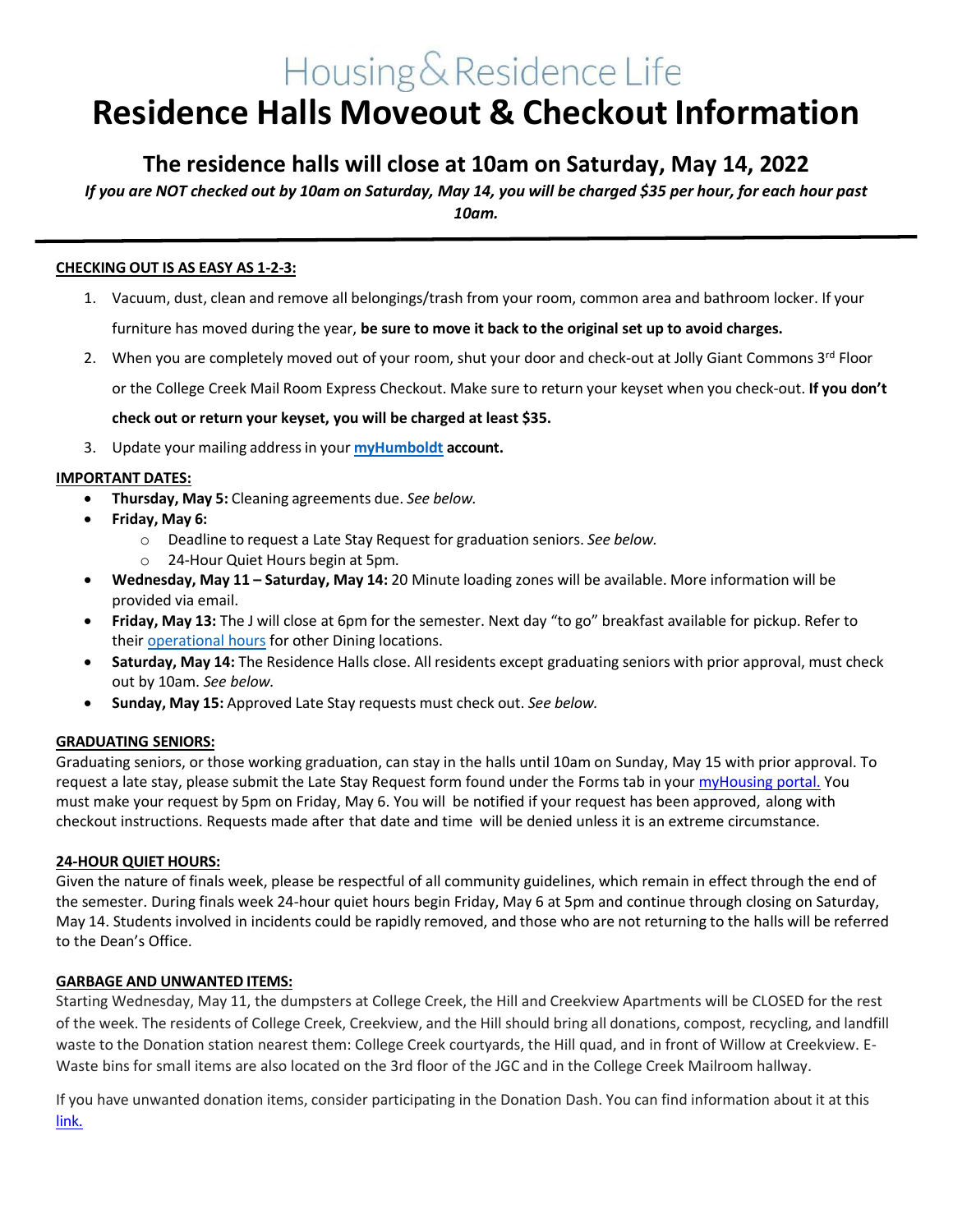# Housing & Residence Life

# Residence Halls Moveout & Checkout Information

## The residence halls will close at 10am on Saturday, May 14, 2022

***If you are NOT checked out by 10am on Saturday, May 14, you will be charged $35 per hour, for each hour past 10am.***

---

**CHECKING OUT IS AS EASY AS 1-2-3:**

1. Vacuum, dust, clean and remove all belongings/trash from your room, common area and bathroom locker. If your furniture has moved during the year, **be sure to move it back to the original set up to avoid charges.**
2. When you are completely moved out of your room, shut your door and check-out at Jolly Giant Commons 3rd Floor or the College Creek Mail Room Express Checkout. Make sure to return your keyset when you check-out. **If you don't check out or return your keyset, you will be charged at least $35.**
3. Update your mailing address in your **myHumboldt** **account.**

**IMPORTANT DATES:**

- **Thursday, May 5:** Cleaning agreements due. *See below.*
- **Friday, May 6:**
  - Deadline to request a Late Stay Request for graduation seniors. *See below.*
  - 24-Hour Quiet Hours begin at 5pm.
- **Wednesday, May 11 – Saturday, May 14:** 20 Minute loading zones will be available. More information will be provided via email.
- **Friday, May 13:** The J will close at 6pm for the semester. Next day "to go" breakfast available for pickup. Refer to their operational hours for other Dining locations.
- **Saturday, May 14:** The Residence Halls close. All residents except graduating seniors with prior approval, must check out by 10am. *See below.*
- **Sunday, May 15:** Approved Late Stay requests must check out. *See below.*

**GRADUATING SENIORS:**

Graduating seniors, or those working graduation, can stay in the halls until 10am on Sunday, May 15 with prior approval. To request a late stay, please submit the Late Stay Request form found under the Forms tab in your myHousing portal. You must make your request by 5pm on Friday, May 6. You will be notified if your request has been approved, along with checkout instructions. Requests made after that date and time will be denied unless it is an extreme circumstance.

**24-HOUR QUIET HOURS:**

Given the nature of finals week, please be respectful of all community guidelines, which remain in effect through the end of the semester. During finals week 24-hour quiet hours begin Friday, May 6 at 5pm and continue through closing on Saturday, May 14. Students involved in incidents could be rapidly removed, and those who are not returning to the halls will be referred to the Dean's Office.

**GARBAGE AND UNWANTED ITEMS:**

Starting Wednesday, May 11, the dumpsters at College Creek, the Hill and Creekview Apartments will be CLOSED for the rest of the week. The residents of College Creek, Creekview, and the Hill should bring all donations, compost, recycling, and landfill waste to the Donation station nearest them: College Creek courtyards, the Hill quad, and in front of Willow at Creekview. E-Waste bins for small items are also located on the 3rd floor of the JGC and in the College Creek Mailroom hallway.

If you have unwanted donation items, consider participating in the Donation Dash. You can find information about it at this link.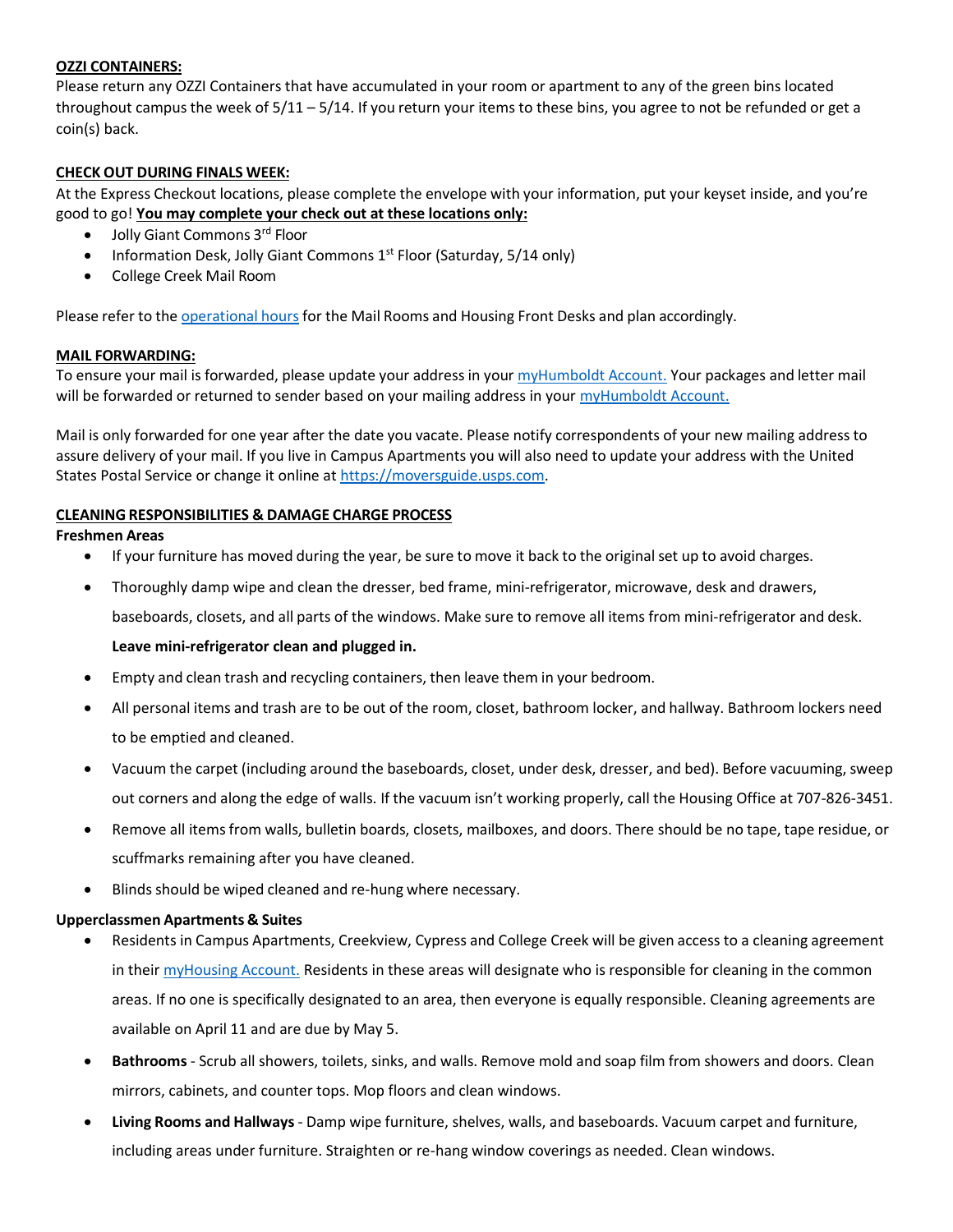**OZZI CONTAINERS:**

Please return any OZZI Containers that have accumulated in your room or apartment to any of the green bins located throughout campus the week of 5/11 – 5/14. If you return your items to these bins, you agree to not be refunded or get a coin(s) back.

**CHECK OUT DURING FINALS WEEK:**

At the Express Checkout locations, please complete the envelope with your information, put your keyset inside, and you're good to go! **You may complete your check out at these locations only:**

- Jolly Giant Commons 3rd Floor
- Information Desk, Jolly Giant Commons 1st Floor (Saturday, 5/14 only)
- College Creek Mail Room

Please refer to the operational hours for the Mail Rooms and Housing Front Desks and plan accordingly.

**MAIL FORWARDING:**

To ensure your mail is forwarded, please update your address in your myHumboldt Account. Your packages and letter mail will be forwarded or returned to sender based on your mailing address in your myHumboldt Account.

Mail is only forwarded for one year after the date you vacate. Please notify correspondents of your new mailing address to assure delivery of your mail. If you live in Campus Apartments you will also need to update your address with the United States Postal Service or change it online at https://moversguide.usps.com.

**CLEANING RESPONSIBILITIES & DAMAGE CHARGE PROCESS**

**Freshmen Areas**

- If your furniture has moved during the year, be sure to move it back to the original set up to avoid charges.
- Thoroughly damp wipe and clean the dresser, bed frame, mini-refrigerator, microwave, desk and drawers, baseboards, closets, and all parts of the windows. Make sure to remove all items from mini-refrigerator and desk.

  **Leave mini-refrigerator clean and plugged in.**
- Empty and clean trash and recycling containers, then leave them in your bedroom.
- All personal items and trash are to be out of the room, closet, bathroom locker, and hallway. Bathroom lockers need to be emptied and cleaned.
- Vacuum the carpet (including around the baseboards, closet, under desk, dresser, and bed). Before vacuuming, sweep out corners and along the edge of walls. If the vacuum isn't working properly, call the Housing Office at 707-826-3451.
- Remove all items from walls, bulletin boards, closets, mailboxes, and doors. There should be no tape, tape residue, or scuffmarks remaining after you have cleaned.
- Blinds should be wiped cleaned and re-hung where necessary.

**Upperclassmen Apartments & Suites**

- Residents in Campus Apartments, Creekview, Cypress and College Creek will be given access to a cleaning agreement in their myHousing Account. Residents in these areas will designate who is responsible for cleaning in the common areas. If no one is specifically designated to an area, then everyone is equally responsible. Cleaning agreements are available on April 11 and are due by May 5.
- **Bathrooms** - Scrub all showers, toilets, sinks, and walls. Remove mold and soap film from showers and doors. Clean mirrors, cabinets, and counter tops. Mop floors and clean windows.
- **Living Rooms and Hallways** - Damp wipe furniture, shelves, walls, and baseboards. Vacuum carpet and furniture, including areas under furniture. Straighten or re-hang window coverings as needed. Clean windows.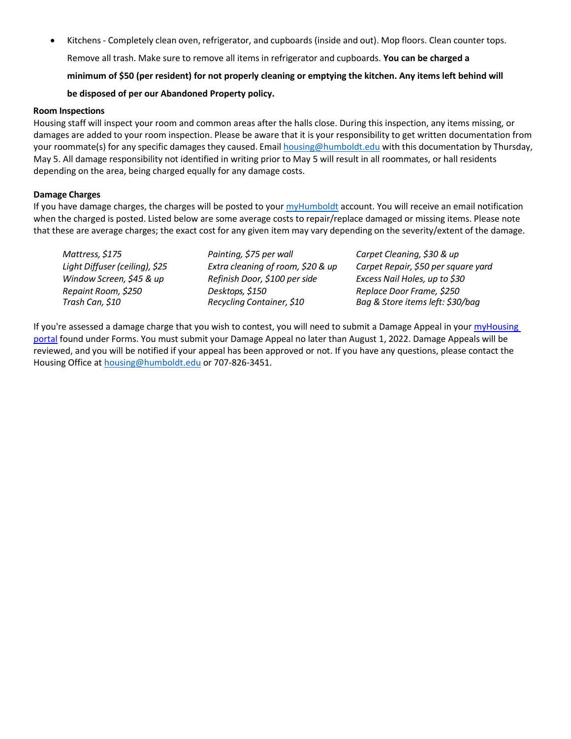- Kitchens - Completely clean oven, refrigerator, and cupboards (inside and out). Mop floors. Clean counter tops. Remove all trash. Make sure to remove all items in refrigerator and cupboards. **You can be charged a minimum of $50 (per resident) for not properly cleaning or emptying the kitchen. Any items left behind will be disposed of per our Abandoned Property policy.**

**Room Inspections**

Housing staff will inspect your room and common areas after the halls close. During this inspection, any items missing, or damages are added to your room inspection. Please be aware that it is your responsibility to get written documentation from your roommate(s) for any specific damages they caused. Email [housing@humboldt.edu](mailto:housing@humboldt.edu) with this documentation by Thursday, May 5. All damage responsibility not identified in writing prior to May 5 will result in all roommates, or hall residents depending on the area, being charged equally for any damage costs.

**Damage Charges**

If you have damage charges, the charges will be posted to your [myHumboldt]() account. You will receive an email notification when the charged is posted. Listed below are some average costs to repair/replace damaged or missing items. Please note that these are average charges; the exact cost for any given item may vary depending on the severity/extent of the damage.

| | | |
|---|---|---|
| *Mattress, $175* | *Painting, $75 per wall* | *Carpet Cleaning, $30 & up* |
| *Light Diffuser (ceiling), $25* | *Extra cleaning of room, $20 & up* | *Carpet Repair, $50 per square yard* |
| *Window Screen, $45 & up* | *Refinish Door, $100 per side* | *Excess Nail Holes, up to $30* |
| *Repaint Room, $250* | *Desktops, $150* | *Replace Door Frame, $250* |
| *Trash Can, $10* | *Recycling Container, $10* | *Bag & Store items left: $30/bag* |

If you're assessed a damage charge that you wish to contest, you will need to submit a Damage Appeal in your [myHousing portal]() found under Forms. You must submit your Damage Appeal no later than August 1, 2022. Damage Appeals will be reviewed, and you will be notified if your appeal has been approved or not. If you have any questions, please contact the Housing Office at [housing@humboldt.edu](mailto:housing@humboldt.edu) or 707-826-3451.